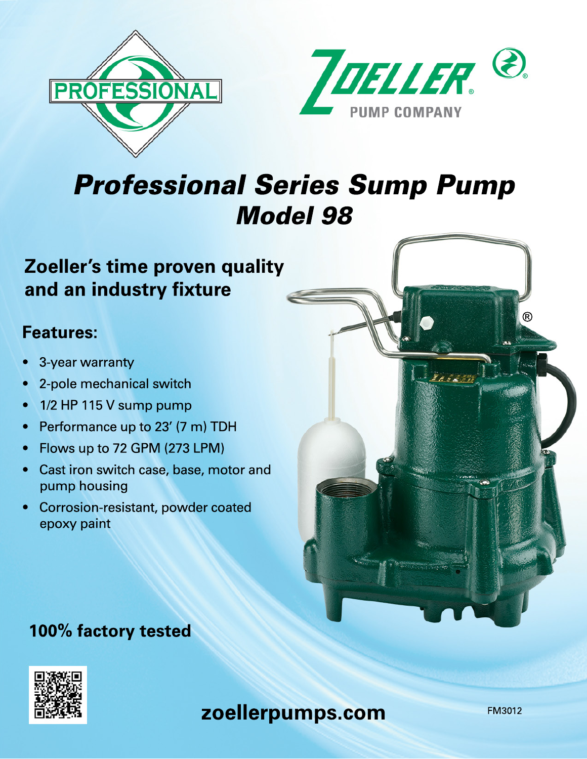PROFESSIONAL

ZOELLER® PUMP COMPANY

# *Professional Series Sump Pump*
## *Model 98*

### Zoeller's time proven quality and an industry fixture

### Features:

- 3-year warranty
- 2-pole mechanical switch
- 1/2 HP 115 V sump pump
- Performance up to 23' (7 m) TDH
- Flows up to 72 GPM (273 LPM)
- Cast iron switch case, base, motor and pump housing
- Corrosion-resistant, powder coated epoxy paint

### 100% factory tested

**zoellerpumps.com**

FM3012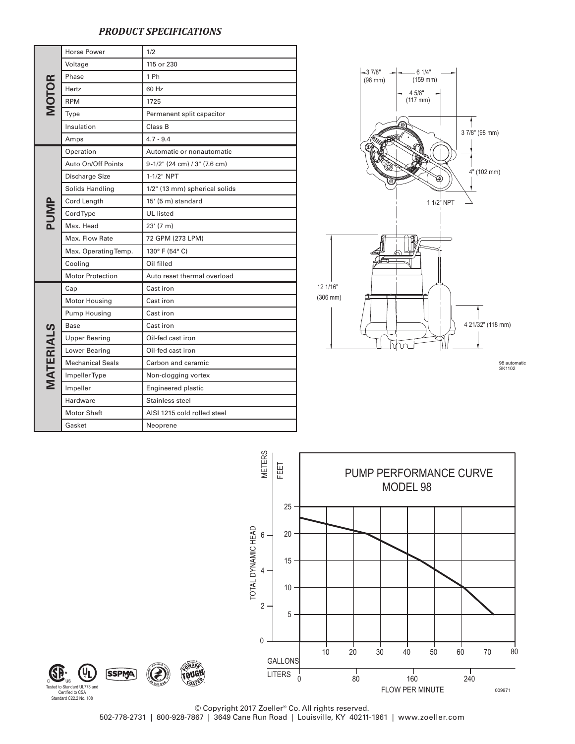## *PRODUCT SPECIFICATIONS*

| | | |
|---|---|---|
| **MOTOR** | Horse Power | 1/2 |
| | Voltage | 115 or 230 |
| | Phase | 1 Ph |
| | Hertz | 60 Hz |
| | RPM | 1725 |
| | Type | Permanent split capacitor |
| | Insulation | Class B |
| | Amps | 4.7 - 9.4 |
| **PUMP** | Operation | Automatic or nonautomatic |
| | Auto On/Off Points | 9-1/2" (24 cm) / 3" (7.6 cm) |
| | Discharge Size | 1-1/2" NPT |
| | Solids Handling | 1/2" (13 mm) spherical solids |
| | Cord Length | 15' (5 m) standard |
| | Cord Type | UL listed |
| | Max. Head | 23' (7 m) |
| | Max. Flow Rate | 72 GPM (273 LPM) |
| | Max. Operating Temp. | 130° F (54° C) |
| | Cooling | Oil filled |
| | Motor Protection | Auto reset thermal overload |
| **MATERIALS** | Cap | Cast iron |
| | Motor Housing | Cast iron |
| | Pump Housing | Cast iron |
| | Base | Cast iron |
| | Upper Bearing | Oil-fed cast iron |
| | Lower Bearing | Oil-fed cast iron |
| | Mechanical Seals | Carbon and ceramic |
| | Impeller Type | Non-clogging vortex |
| | Impeller | Engineered plastic |
| | Hardware | Stainless steel |
| | Motor Shaft | AISI 1215 cold rolled steel |
| | Gasket | Neoprene |

3 7/8" (98 mm)
6 1/4" (159 mm)
4 5/8" (117 mm)
3 7/8" (98 mm)
4" (102 mm)
1 1/2" NPT
12 1/16" (306 mm)
4 21/32" (118 mm)
98 automatic
SK1102

PUMP PERFORMANCE CURVE
MODEL 98

TOTAL DYNAMIC HEAD
METERS
0
2
4
6
FEET
5
10
15
20
25

FLOW PER MINUTE
GALLONS
10
20
30
40
50
60
70
80
LITERS
0
80
160
240

009971

Tested to Standard UL778 and Certified to CSA Standard C22.2 No. 108

© Copyright 2017 Zoeller® Co. All rights reserved.
502-778-2731 | 800-928-7867 | 3649 Cane Run Road | Louisville, KY 40211-1961 | www.zoeller.com